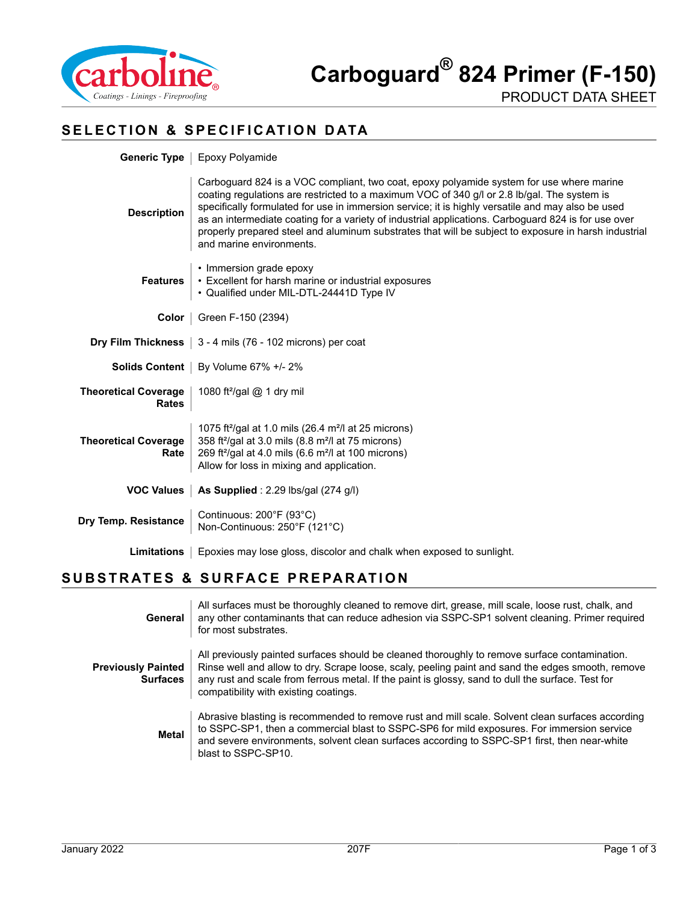# Carboguard® 824 Primer (F-150)

PRODUCT DATA SHEET

## SELECTION & SPECIFICATION DATA

**Generic Type** | Epoxy Polyamide

**Description** | Carboguard 824 is a VOC compliant, two coat, epoxy polyamide system for use where marine coating regulations are restricted to a maximum VOC of 340 g/l or 2.8 lb/gal. The system is specifically formulated for use in immersion service; it is highly versatile and may also be used as an intermediate coating for a variety of industrial applications. Carboguard 824 is for use over properly prepared steel and aluminum substrates that will be subject to exposure in harsh industrial and marine environments.

**Features**
- Immersion grade epoxy
- Excellent for harsh marine or industrial exposures
- Qualified under MIL-DTL-24441D Type IV

**Color** | Green F-150 (2394)

**Dry Film Thickness** | 3 - 4 mils (76 - 102 microns) per coat

**Solids Content** | By Volume 67% +/- 2%

**Theoretical Coverage Rates** | 1080 ft²/gal @ 1 dry mil

**Theoretical Coverage Rate**
1075 ft²/gal at 1.0 mils (26.4 m²/l at 25 microns)
358 ft²/gal at 3.0 mils (8.8 m²/l at 75 microns)
269 ft²/gal at 4.0 mils (6.6 m²/l at 100 microns)
Allow for loss in mixing and application.

**VOC Values** | **As Supplied** : 2.29 lbs/gal (274 g/l)

**Dry Temp. Resistance**
Continuous: 200°F (93°C)
Non-Continuous: 250°F (121°C)

**Limitations** | Epoxies may lose gloss, discolor and chalk when exposed to sunlight.

## SUBSTRATES & SURFACE PREPARATION

**General** | All surfaces must be thoroughly cleaned to remove dirt, grease, mill scale, loose rust, chalk, and any other contaminants that can reduce adhesion via SSPC-SP1 solvent cleaning. Primer required for most substrates.

**Previously Painted Surfaces** | All previously painted surfaces should be cleaned thoroughly to remove surface contamination. Rinse well and allow to dry. Scrape loose, scaly, peeling paint and sand the edges smooth, remove any rust and scale from ferrous metal. If the paint is glossy, sand to dull the surface. Test for compatibility with existing coatings.

**Metal** | Abrasive blasting is recommended to remove rust and mill scale. Solvent clean surfaces according to SSPC-SP1, then a commercial blast to SSPC-SP6 for mild exposures. For immersion service and severe environments, solvent clean surfaces according to SSPC-SP1 first, then near-white blast to SSPC-SP10.

January 2022 | 207F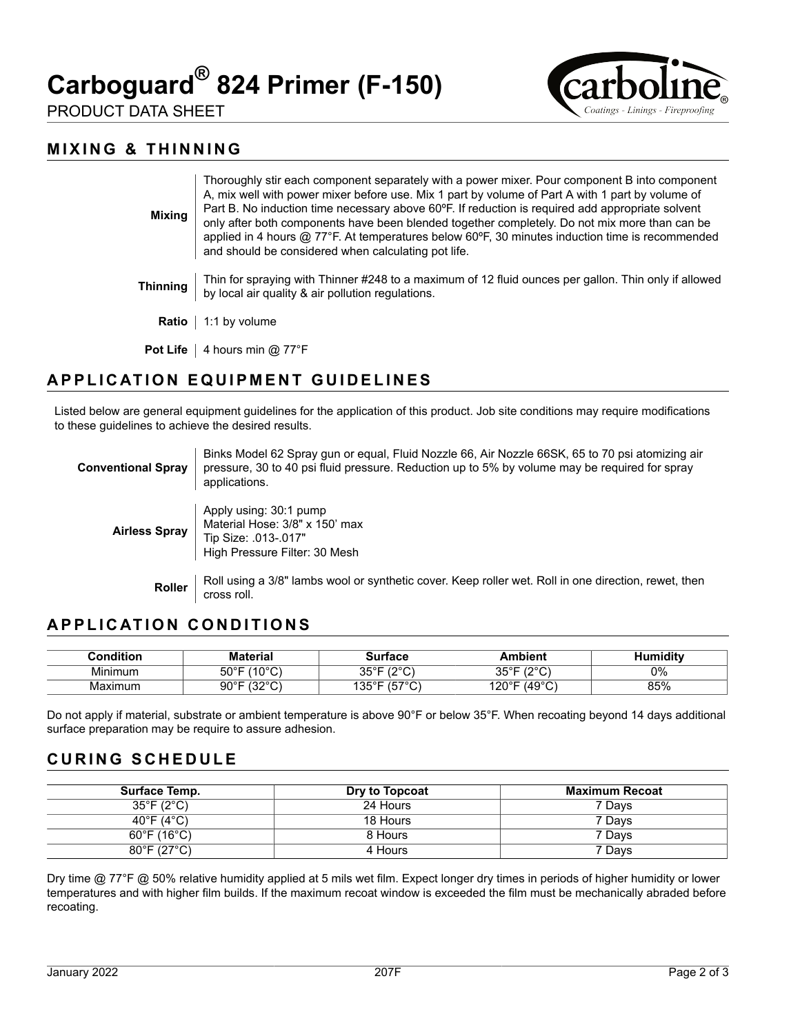# Carboguard® 824 Primer (F-150)

PRODUCT DATA SHEET

## MIXING & THINNING

**Mixing** Thoroughly stir each component separately with a power mixer. Pour component B into component A, mix well with power mixer before use. Mix 1 part by volume of Part A with 1 part by volume of Part B. No induction time necessary above 60ºF. If reduction is required add appropriate solvent only after both components have been blended together completely. Do not mix more than can be applied in 4 hours @ 77°F. At temperatures below 60ºF, 30 minutes induction time is recommended and should be considered when calculating pot life.

**Thinning** Thin for spraying with Thinner #248 to a maximum of 12 fluid ounces per gallon. Thin only if allowed by local air quality & air pollution regulations.

**Ratio** 1:1 by volume

**Pot Life** 4 hours min @ 77°F

## APPLICATION EQUIPMENT GUIDELINES

Listed below are general equipment guidelines for the application of this product. Job site conditions may require modifications to these guidelines to achieve the desired results.

**Conventional Spray** Binks Model 62 Spray gun or equal, Fluid Nozzle 66, Air Nozzle 66SK, 65 to 70 psi atomizing air pressure, 30 to 40 psi fluid pressure. Reduction up to 5% by volume may be required for spray applications.

**Airless Spray**
Apply using: 30:1 pump
Material Hose: 3/8" x 150' max
Tip Size: .013-.017"
High Pressure Filter: 30 Mesh

**Roller** Roll using a 3/8" lambs wool or synthetic cover. Keep roller wet. Roll in one direction, rewet, then cross roll.

## APPLICATION CONDITIONS

| Condition | Material | Surface | Ambient | Humidity |
|---|---|---|---|---|
| Minimum | 50°F (10°C) | 35°F (2°C) | 35°F (2°C) | 0% |
| Maximum | 90°F (32°C) | 135°F (57°C) | 120°F (49°C) | 85% |

Do not apply if material, substrate or ambient temperature is above 90°F or below 35°F. When recoating beyond 14 days additional surface preparation may be require to assure adhesion.

## CURING SCHEDULE

| Surface Temp. | Dry to Topcoat | Maximum Recoat |
|---|---|---|
| 35°F (2°C) | 24 Hours | 7 Days |
| 40°F (4°C) | 18 Hours | 7 Days |
| 60°F (16°C) | 8 Hours | 7 Days |
| 80°F (27°C) | 4 Hours | 7 Days |

Dry time @ 77°F @ 50% relative humidity applied at 5 mils wet film. Expect longer dry times in periods of higher humidity or lower temperatures and with higher film builds. If the maximum recoat window is exceeded the film must be mechanically abraded before recoating.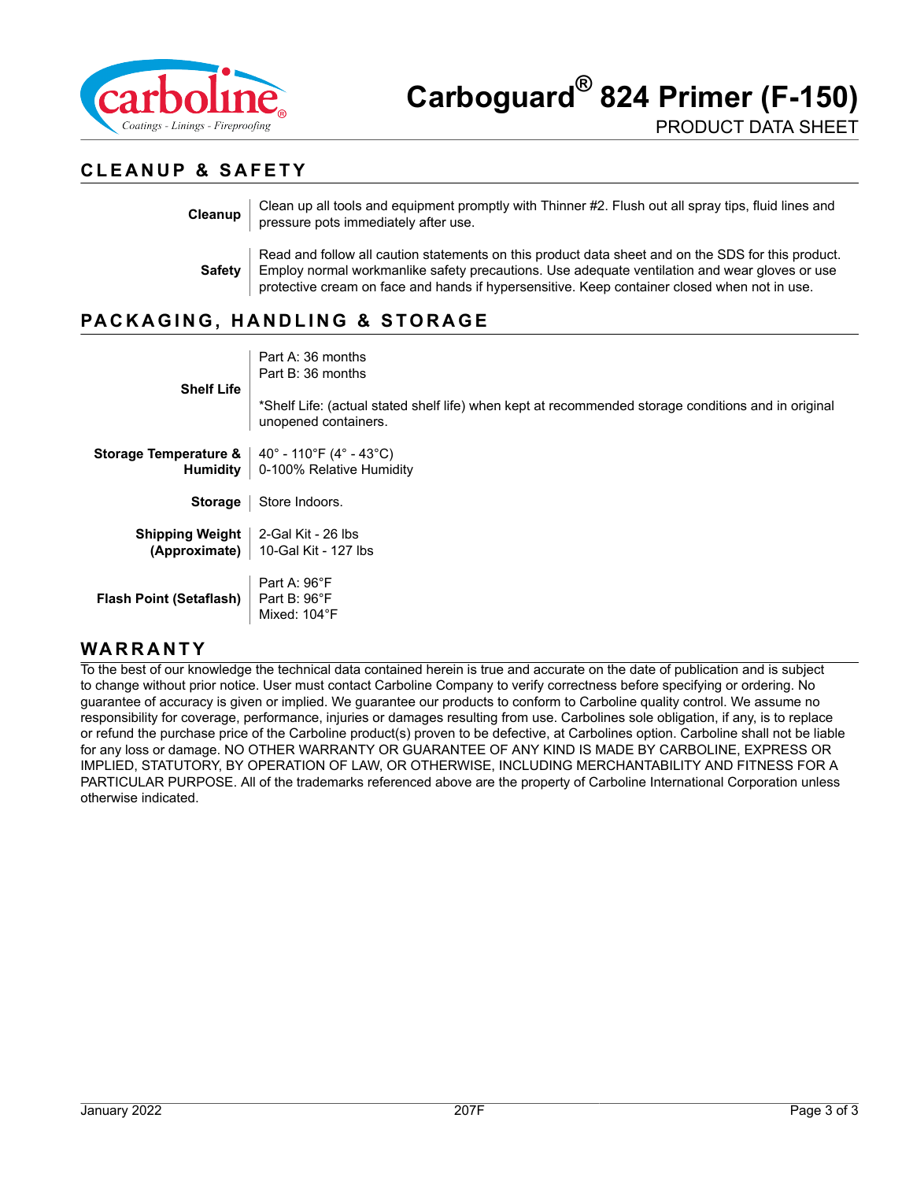# Carboguard® 824 Primer (F-150)

PRODUCT DATA SHEET

## CLEANUP & SAFETY

| | |
|---|---|
| **Cleanup** | Clean up all tools and equipment promptly with Thinner #2. Flush out all spray tips, fluid lines and pressure pots immediately after use. |
| **Safety** | Read and follow all caution statements on this product data sheet and on the SDS for this product. Employ normal workmanlike safety precautions. Use adequate ventilation and wear gloves or use protective cream on face and hands if hypersensitive. Keep container closed when not in use. |

## PACKAGING, HANDLING & STORAGE

| | |
|---|---|
| **Shelf Life** | Part A: 36 months<br>Part B: 36 months<br><br>*Shelf Life: (actual stated shelf life) when kept at recommended storage conditions and in original unopened containers. |
| **Storage Temperature & Humidity** | 40° - 110°F (4° - 43°C)<br>0-100% Relative Humidity |
| **Storage** | Store Indoors. |
| **Shipping Weight (Approximate)** | 2-Gal Kit - 26 lbs<br>10-Gal Kit - 127 lbs |
| **Flash Point (Setaflash)** | Part A: 96°F<br>Part B: 96°F<br>Mixed: 104°F |

## WARRANTY

To the best of our knowledge the technical data contained herein is true and accurate on the date of publication and is subject to change without prior notice. User must contact Carboline Company to verify correctness before specifying or ordering. No guarantee of accuracy is given or implied. We guarantee our products to conform to Carboline quality control. We assume no responsibility for coverage, performance, injuries or damages resulting from use. Carbolines sole obligation, if any, is to replace or refund the purchase price of the Carboline product(s) proven to be defective, at Carbolines option. Carboline shall not be liable for any loss or damage. NO OTHER WARRANTY OR GUARANTEE OF ANY KIND IS MADE BY CARBOLINE, EXPRESS OR IMPLIED, STATUTORY, BY OPERATION OF LAW, OR OTHERWISE, INCLUDING MERCHANTABILITY AND FITNESS FOR A PARTICULAR PURPOSE. All of the trademarks referenced above are the property of Carboline International Corporation unless otherwise indicated.

January 2022 207F